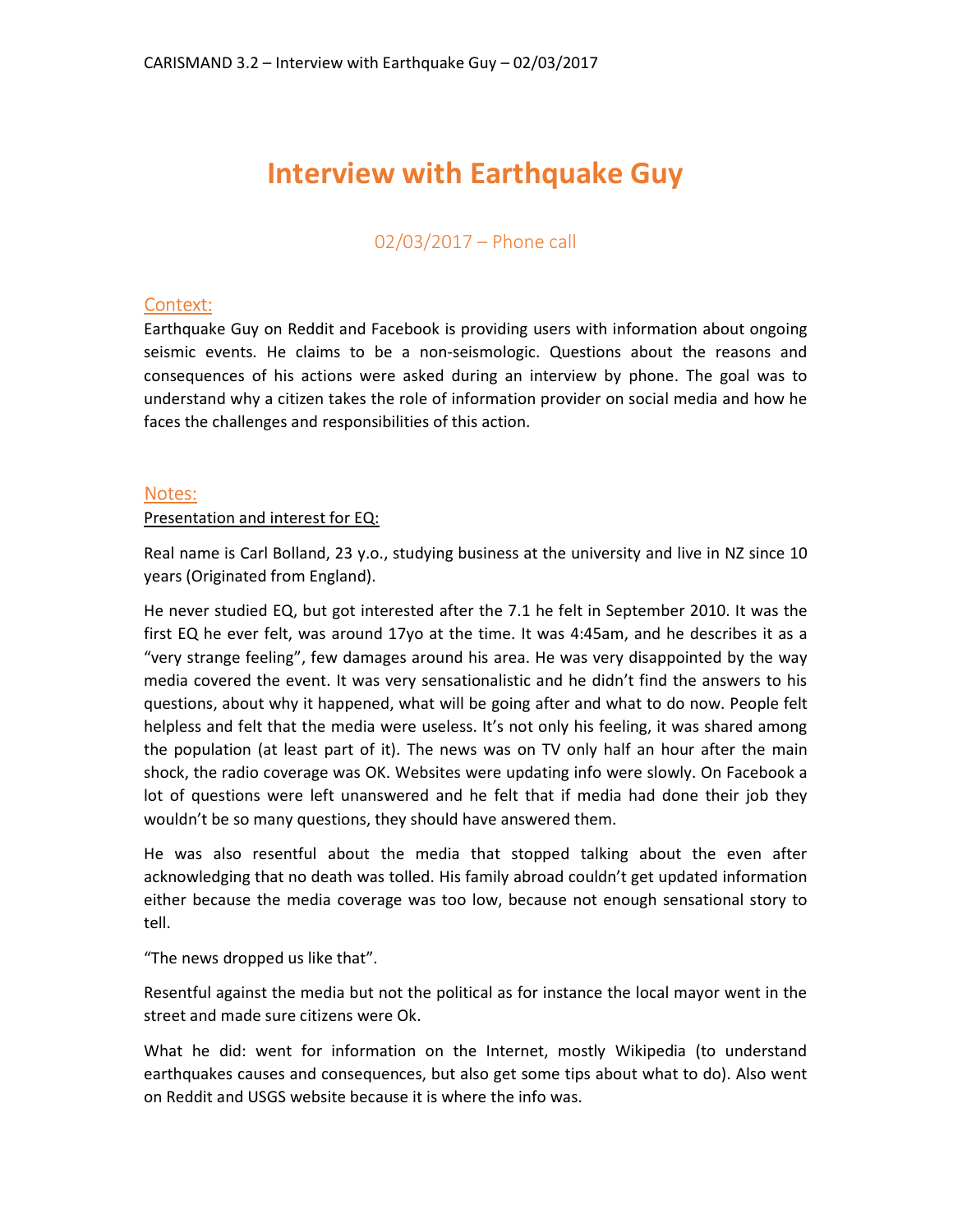# Interview with Earthquake Guy

02/03/2017 – Phone call

## Context:

Earthquake Guy on Reddit and Facebook is providing users with information about ongoing seismic events. He claims to be a non-seismologic. Questions about the reasons and consequences of his actions were asked during an interview by phone. The goal was to understand why a citizen takes the role of information provider on social media and how he faces the challenges and responsibilities of this action.

## Notes:

### Presentation and interest for EQ:

Real name is Carl Bolland, 23 y.o., studying business at the university and live in NZ since 10 years (Originated from England).

He never studied EQ, but got interested after the 7.1 he felt in September 2010. It was the first EQ he ever felt, was around 17yo at the time. It was 4:45am, and he describes it as a "very strange feeling", few damages around his area. He was very disappointed by the way media covered the event. It was very sensationalistic and he didn't find the answers to his questions, about why it happened, what will be going after and what to do now. People felt helpless and felt that the media were useless. It's not only his feeling, it was shared among the population (at least part of it). The news was on TV only half an hour after the main shock, the radio coverage was OK. Websites were updating info were slowly. On Facebook a lot of questions were left unanswered and he felt that if media had done their job they wouldn't be so many questions, they should have answered them.

He was also resentful about the media that stopped talking about the even after acknowledging that no death was tolled. His family abroad couldn't get updated information either because the media coverage was too low, because not enough sensational story to tell.

"The news dropped us like that".

Resentful against the media but not the political as for instance the local mayor went in the street and made sure citizens were Ok.

What he did: went for information on the Internet, mostly Wikipedia (to understand earthquakes causes and consequences, but also get some tips about what to do). Also went on Reddit and USGS website because it is where the info was.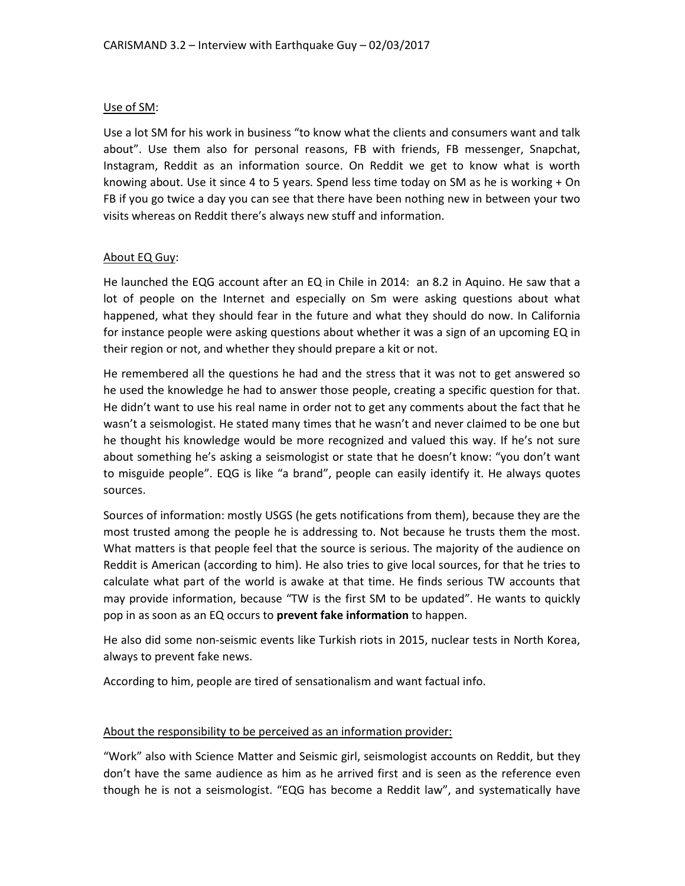CARISMAND 3.2 – Interview with Earthquake Guy – 02/03/2017

Use of SM:

Use a lot SM for his work in business "to know what the clients and consumers want and talk about". Use them also for personal reasons, FB with friends, FB messenger, Snapchat, Instagram, Reddit as an information source. On Reddit we get to know what is worth knowing about. Use it since 4 to 5 years. Spend less time today on SM as he is working + On FB if you go twice a day you can see that there have been nothing new in between your two visits whereas on Reddit there's always new stuff and information.

About EQ Guy:

He launched the EQG account after an EQ in Chile in 2014: an 8.2 in Aquino. He saw that a lot of people on the Internet and especially on Sm were asking questions about what happened, what they should fear in the future and what they should do now. In California for instance people were asking questions about whether it was a sign of an upcoming EQ in their region or not, and whether they should prepare a kit or not.

He remembered all the questions he had and the stress that it was not to get answered so he used the knowledge he had to answer those people, creating a specific question for that. He didn't want to use his real name in order not to get any comments about the fact that he wasn't a seismologist. He stated many times that he wasn't and never claimed to be one but he thought his knowledge would be more recognized and valued this way. If he's not sure about something he's asking a seismologist or state that he doesn't know: "you don't want to misguide people". EQG is like "a brand", people can easily identify it. He always quotes sources.

Sources of information: mostly USGS (he gets notifications from them), because they are the most trusted among the people he is addressing to. Not because he trusts them the most. What matters is that people feel that the source is serious. The majority of the audience on Reddit is American (according to him). He also tries to give local sources, for that he tries to calculate what part of the world is awake at that time. He finds serious TW accounts that may provide information, because "TW is the first SM to be updated". He wants to quickly pop in as soon as an EQ occurs to **prevent fake information** to happen.

He also did some non-seismic events like Turkish riots in 2015, nuclear tests in North Korea, always to prevent fake news.

According to him, people are tired of sensationalism and want factual info.

About the responsibility to be perceived as an information provider:

"Work" also with Science Matter and Seismic girl, seismologist accounts on Reddit, but they don't have the same audience as him as he arrived first and is seen as the reference even though he is not a seismologist. "EQG has become a Reddit law", and systematically have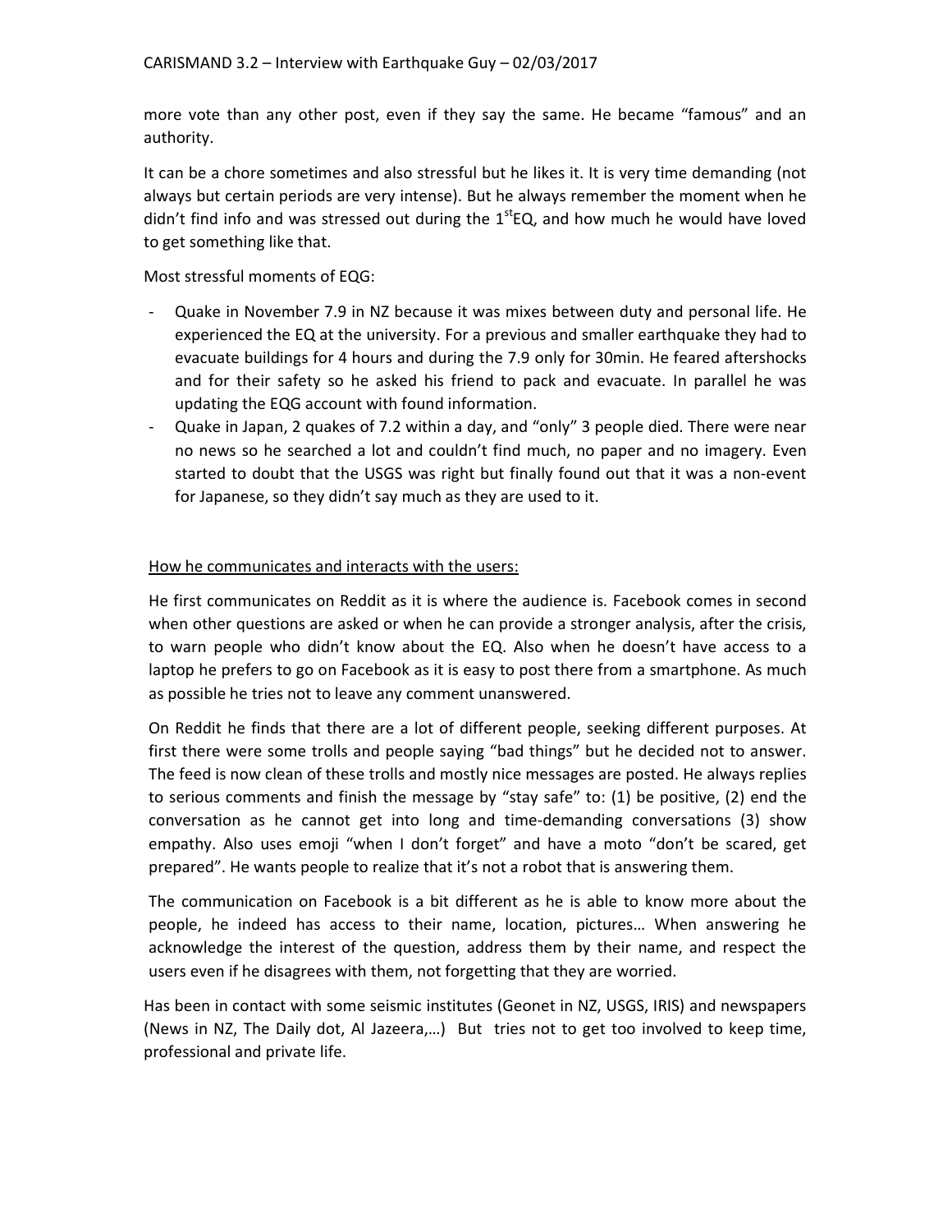more vote than any other post, even if they say the same. He became “famous” and an authority.

It can be a chore sometimes and also stressful but he likes it. It is very time demanding (not always but certain periods are very intense). But he always remember the moment when he didn’t find info and was stressed out during the 1$^{st}$EQ, and how much he would have loved to get something like that.

Most stressful moments of EQG:

- Quake in November 7.9 in NZ because it was mixes between duty and personal life. He experienced the EQ at the university. For a previous and smaller earthquake they had to evacuate buildings for 4 hours and during the 7.9 only for 30min. He feared aftershocks and for their safety so he asked his friend to pack and evacuate. In parallel he was updating the EQG account with found information.
- Quake in Japan, 2 quakes of 7.2 within a day, and “only” 3 people died. There were near no news so he searched a lot and couldn’t find much, no paper and no imagery. Even started to doubt that the USGS was right but finally found out that it was a non-event for Japanese, so they didn’t say much as they are used to it.

<u>How he communicates and interacts with the users:</u>

He first communicates on Reddit as it is where the audience is. Facebook comes in second when other questions are asked or when he can provide a stronger analysis, after the crisis, to warn people who didn’t know about the EQ. Also when he doesn’t have access to a laptop he prefers to go on Facebook as it is easy to post there from a smartphone. As much as possible he tries not to leave any comment unanswered.

On Reddit he finds that there are a lot of different people, seeking different purposes. At first there were some trolls and people saying “bad things” but he decided not to answer. The feed is now clean of these trolls and mostly nice messages are posted. He always replies to serious comments and finish the message by “stay safe” to: (1) be positive, (2) end the conversation as he cannot get into long and time-demanding conversations (3) show empathy. Also uses emoji “when I don’t forget” and have a moto “don’t be scared, get prepared”. He wants people to realize that it’s not a robot that is answering them.

The communication on Facebook is a bit different as he is able to know more about the people, he indeed has access to their name, location, pictures… When answering he acknowledge the interest of the question, address them by their name, and respect the users even if he disagrees with them, not forgetting that they are worried.

Has been in contact with some seismic institutes (Geonet in NZ, USGS, IRIS) and newspapers (News in NZ, The Daily dot, Al Jazeera,…) But tries not to get too involved to keep time, professional and private life.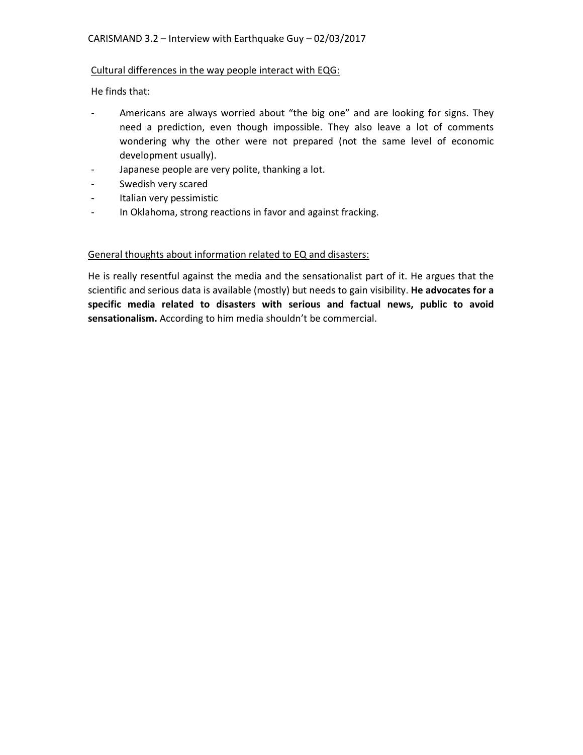## Cultural differences in the way people interact with EQG:

He finds that:

- Americans are always worried about "the big one" and are looking for signs. They need a prediction, even though impossible. They also leave a lot of comments wondering why the other were not prepared (not the same level of economic development usually).
- Japanese people are very polite, thanking a lot.
- Swedish very scared
- Italian very pessimistic
- In Oklahoma, strong reactions in favor and against fracking.

## General thoughts about information related to EQ and disasters:

He is really resentful against the media and the sensationalist part of it. He argues that the scientific and serious data is available (mostly) but needs to gain visibility. **He advocates for a specific media related to disasters with serious and factual news, public to avoid sensationalism.** According to him media shouldn't be commercial.